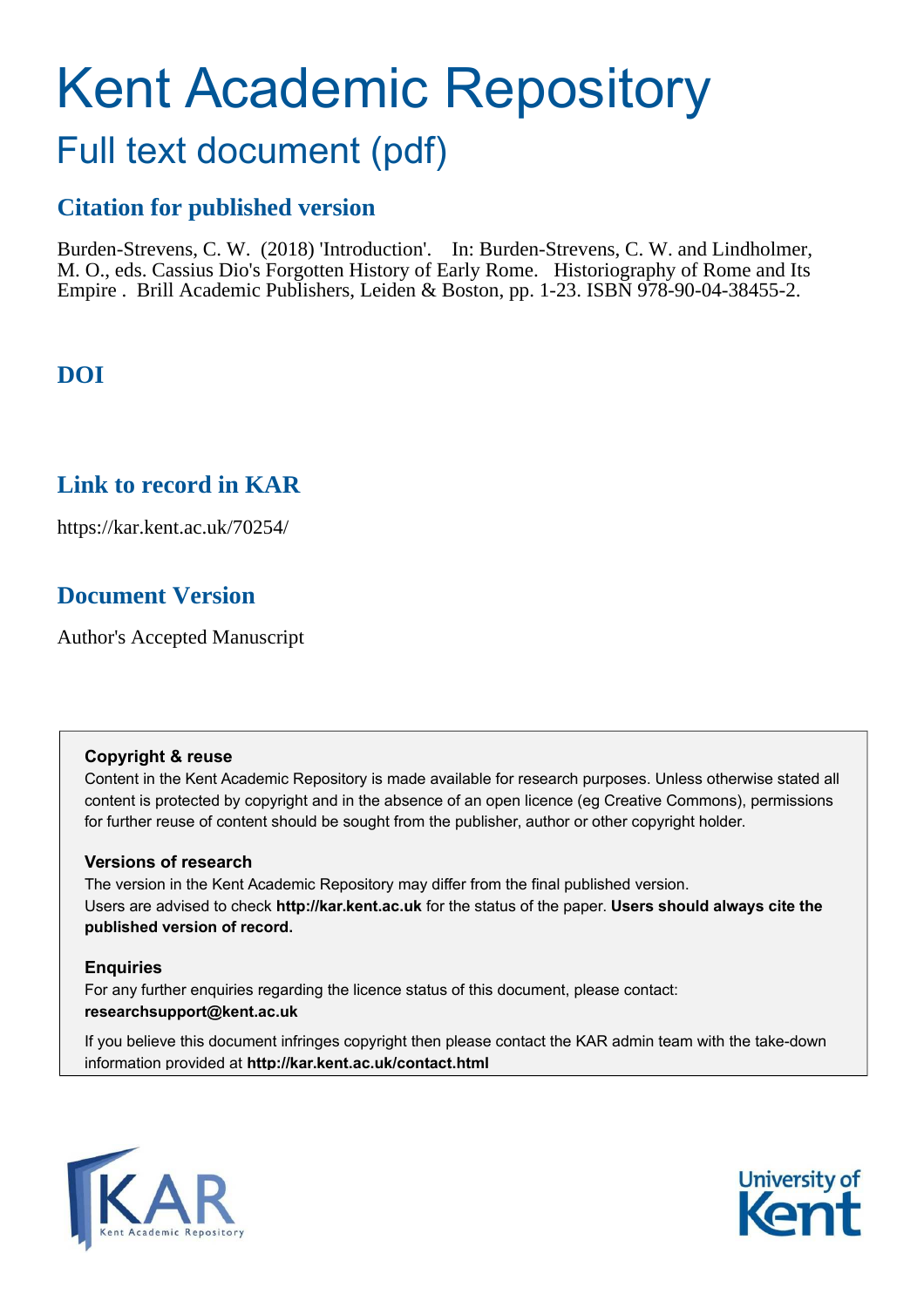# Kent Academic Repository

## Full text document (pdf)

### Citation for published version

Burden-Strevens, C. W. (2018) 'Introduction'. In: Burden-Strevens, C. W. and Lindholmer, M. O., eds. Cassius Dio's Forgotten History of Early Rome. Historiography of Rome and Its Empire . Brill Academic Publishers, Leiden & Boston, pp. 1-23. ISBN 978-90-04-38455-2.

### DOI

### Link to record in KAR

https://kar.kent.ac.uk/70254/

### Document Version

Author's Accepted Manuscript

**Copyright & reuse**

Content in the Kent Academic Repository is made available for research purposes. Unless otherwise stated all content is protected by copyright and in the absence of an open licence (eg Creative Commons), permissions for further reuse of content should be sought from the publisher, author or other copyright holder.

**Versions of research**

The version in the Kent Academic Repository may differ from the final published version. Users are advised to check **http://kar.kent.ac.uk** for the status of the paper. **Users should always cite the published version of record.**

**Enquiries**

For any further enquiries regarding the licence status of this document, please contact: **researchsupport@kent.ac.uk**

If you believe this document infringes copyright then please contact the KAR admin team with the take-down information provided at **http://kar.kent.ac.uk/contact.html**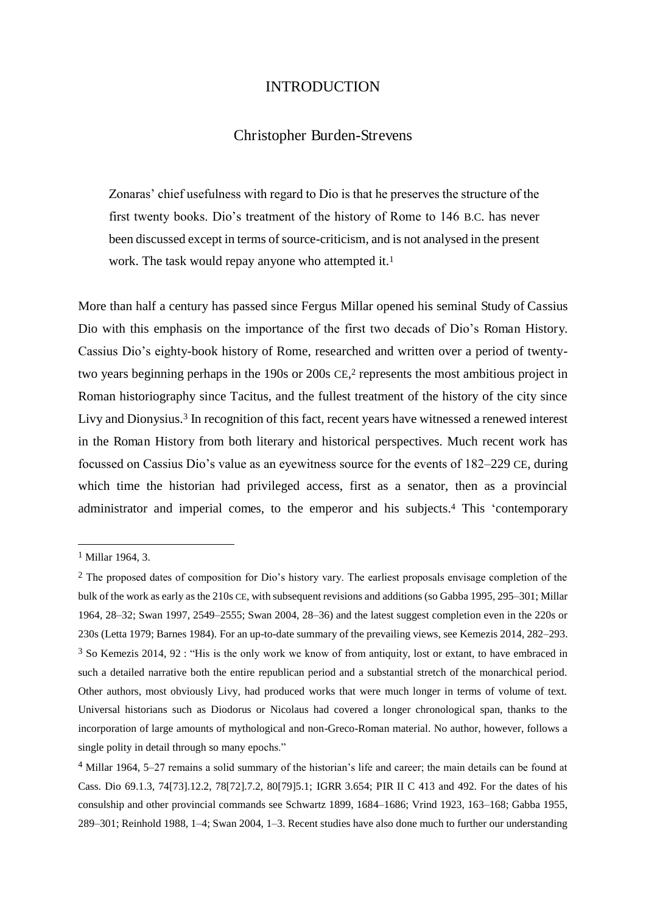# INTRODUCTION

## Christopher Burden-Strevens

> Zonaras' chief usefulness with regard to Dio is that he preserves the structure of the first twenty books. Dio's treatment of the history of Rome to 146 B.C. has never been discussed except in terms of source-criticism, and is not analysed in the present work. The task would repay anyone who attempted it.[1]

More than half a century has passed since Fergus Millar opened his seminal Study of Cassius Dio with this emphasis on the importance of the first two decads of Dio's Roman History. Cassius Dio's eighty-book history of Rome, researched and written over a period of twenty-two years beginning perhaps in the 190s or 200s CE,[2] represents the most ambitious project in Roman historiography since Tacitus, and the fullest treatment of the history of the city since Livy and Dionysius.[3] In recognition of this fact, recent years have witnessed a renewed interest in the Roman History from both literary and historical perspectives. Much recent work has focussed on Cassius Dio's value as an eyewitness source for the events of 182–229 CE, during which time the historian had privileged access, first as a senator, then as a provincial administrator and imperial comes, to the emperor and his subjects.[4] This 'contemporary

---

[1] Millar 1964, 3.

[2] The proposed dates of composition for Dio's history vary. The earliest proposals envisage completion of the bulk of the work as early as the 210s CE, with subsequent revisions and additions (so Gabba 1995, 295–301; Millar 1964, 28–32; Swan 1997, 2549–2555; Swan 2004, 28–36) and the latest suggest completion even in the 220s or 230s (Letta 1979; Barnes 1984). For an up-to-date summary of the prevailing views, see Kemezis 2014, 282–293.

[3] So Kemezis 2014, 92 : "His is the only work we know of from antiquity, lost or extant, to have embraced in such a detailed narrative both the entire republican period and a substantial stretch of the monarchical period. Other authors, most obviously Livy, had produced works that were much longer in terms of volume of text. Universal historians such as Diodorus or Nicolaus had covered a longer chronological span, thanks to the incorporation of large amounts of mythological and non-Greco-Roman material. No author, however, follows a single polity in detail through so many epochs."

[4] Millar 1964, 5–27 remains a solid summary of the historian's life and career; the main details can be found at Cass. Dio 69.1.3, 74[73].12.2, 78[72].7.2, 80[79]5.1; IGRR 3.654; PIR II C 413 and 492. For the dates of his consulship and other provincial commands see Schwartz 1899, 1684–1686; Vrind 1923, 163–168; Gabba 1955, 289–301; Reinhold 1988, 1–4; Swan 2004, 1–3. Recent studies have also done much to further our understanding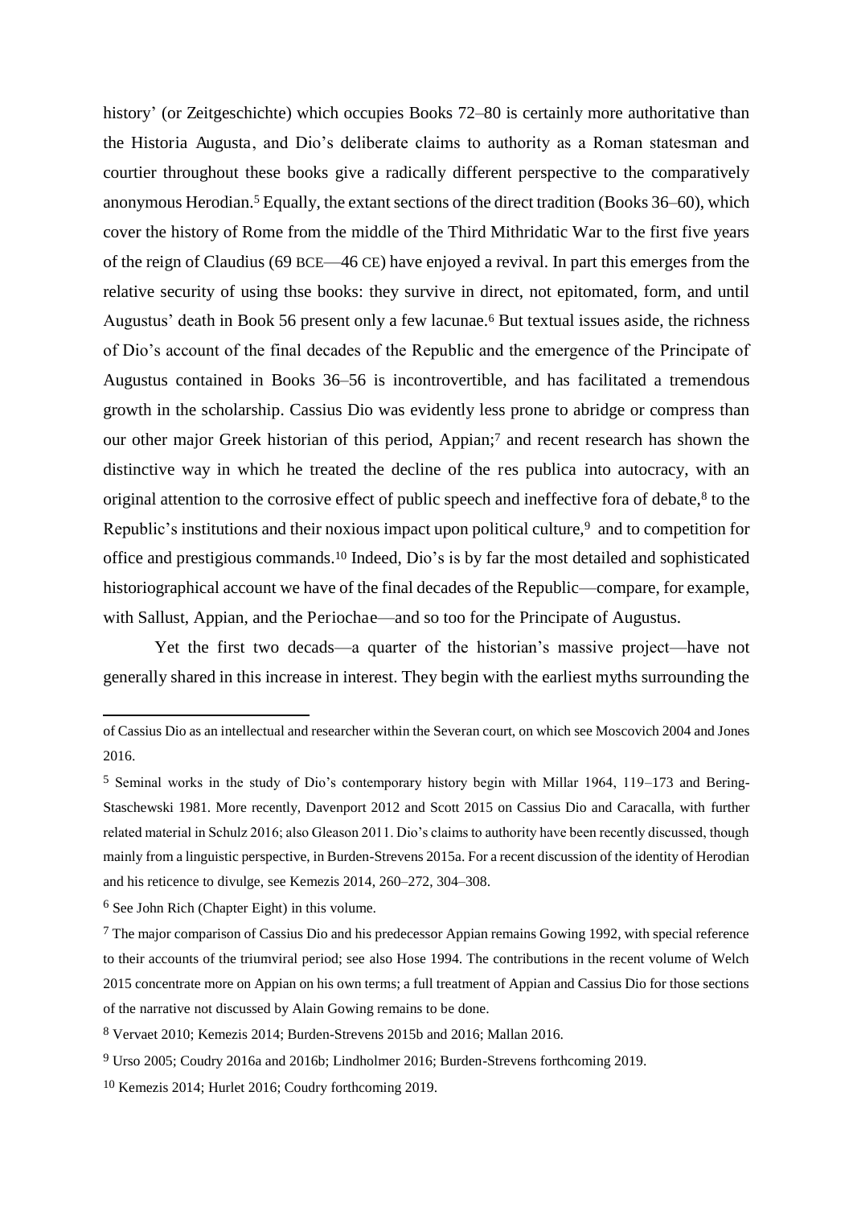history' (or Zeitgeschichte) which occupies Books 72–80 is certainly more authoritative than the Historia Augusta, and Dio's deliberate claims to authority as a Roman statesman and courtier throughout these books give a radically different perspective to the comparatively anonymous Herodian.[5] Equally, the extant sections of the direct tradition (Books 36–60), which cover the history of Rome from the middle of the Third Mithridatic War to the first five years of the reign of Claudius (69 BCE—46 CE) have enjoyed a revival. In part this emerges from the relative security of using thse books: they survive in direct, not epitomated, form, and until Augustus' death in Book 56 present only a few lacunae.[6] But textual issues aside, the richness of Dio's account of the final decades of the Republic and the emergence of the Principate of Augustus contained in Books 36–56 is incontrovertible, and has facilitated a tremendous growth in the scholarship. Cassius Dio was evidently less prone to abridge or compress than our other major Greek historian of this period, Appian;[7] and recent research has shown the distinctive way in which he treated the decline of the res publica into autocracy, with an original attention to the corrosive effect of public speech and ineffective fora of debate,[8] to the Republic's institutions and their noxious impact upon political culture,[9] and to competition for office and prestigious commands.[10] Indeed, Dio's is by far the most detailed and sophisticated historiographical account we have of the final decades of the Republic—compare, for example, with Sallust, Appian, and the Periochae—and so too for the Principate of Augustus.

Yet the first two decads—a quarter of the historian's massive project—have not generally shared in this increase in interest. They begin with the earliest myths surrounding the

---

of Cassius Dio as an intellectual and researcher within the Severan court, on which see Moscovich 2004 and Jones 2016.

[5] Seminal works in the study of Dio's contemporary history begin with Millar 1964, 119–173 and Bering-Staschewski 1981. More recently, Davenport 2012 and Scott 2015 on Cassius Dio and Caracalla, with further related material in Schulz 2016; also Gleason 2011. Dio's claims to authority have been recently discussed, though mainly from a linguistic perspective, in Burden-Strevens 2015a. For a recent discussion of the identity of Herodian and his reticence to divulge, see Kemezis 2014, 260–272, 304–308.

[6] See John Rich (Chapter Eight) in this volume.

[7] The major comparison of Cassius Dio and his predecessor Appian remains Gowing 1992, with special reference to their accounts of the triumviral period; see also Hose 1994. The contributions in the recent volume of Welch 2015 concentrate more on Appian on his own terms; a full treatment of Appian and Cassius Dio for those sections of the narrative not discussed by Alain Gowing remains to be done.

[8] Vervaet 2010; Kemezis 2014; Burden-Strevens 2015b and 2016; Mallan 2016.

[9] Urso 2005; Coudry 2016a and 2016b; Lindholmer 2016; Burden-Strevens forthcoming 2019.

[10] Kemezis 2014; Hurlet 2016; Coudry forthcoming 2019.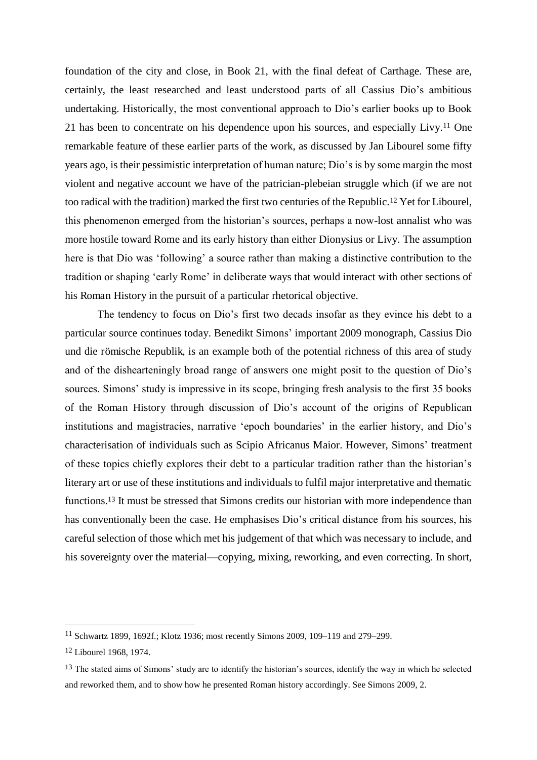foundation of the city and close, in Book 21, with the final defeat of Carthage. These are, certainly, the least researched and least understood parts of all Cassius Dio's ambitious undertaking. Historically, the most conventional approach to Dio's earlier books up to Book 21 has been to concentrate on his dependence upon his sources, and especially Livy.[11] One remarkable feature of these earlier parts of the work, as discussed by Jan Libourel some fifty years ago, is their pessimistic interpretation of human nature; Dio's is by some margin the most violent and negative account we have of the patrician-plebeian struggle which (if we are not too radical with the tradition) marked the first two centuries of the Republic.[12] Yet for Libourel, this phenomenon emerged from the historian's sources, perhaps a now-lost annalist who was more hostile toward Rome and its early history than either Dionysius or Livy. The assumption here is that Dio was 'following' a source rather than making a distinctive contribution to the tradition or shaping 'early Rome' in deliberate ways that would interact with other sections of his Roman History in the pursuit of a particular rhetorical objective.

The tendency to focus on Dio's first two decads insofar as they evince his debt to a particular source continues today. Benedikt Simons' important 2009 monograph, Cassius Dio und die römische Republik, is an example both of the potential richness of this area of study and of the dishearteningly broad range of answers one might posit to the question of Dio's sources. Simons' study is impressive in its scope, bringing fresh analysis to the first 35 books of the Roman History through discussion of Dio's account of the origins of Republican institutions and magistracies, narrative 'epoch boundaries' in the earlier history, and Dio's characterisation of individuals such as Scipio Africanus Maior. However, Simons' treatment of these topics chiefly explores their debt to a particular tradition rather than the historian's literary art or use of these institutions and individuals to fulfil major interpretative and thematic functions.[13] It must be stressed that Simons credits our historian with more independence than has conventionally been the case. He emphasises Dio's critical distance from his sources, his careful selection of those which met his judgement of that which was necessary to include, and his sovereignty over the material—copying, mixing, reworking, and even correcting. In short,

---

[11] Schwartz 1899, 1692f.; Klotz 1936; most recently Simons 2009, 109–119 and 279–299.

[12] Libourel 1968, 1974.

[13] The stated aims of Simons' study are to identify the historian's sources, identify the way in which he selected and reworked them, and to show how he presented Roman history accordingly. See Simons 2009, 2.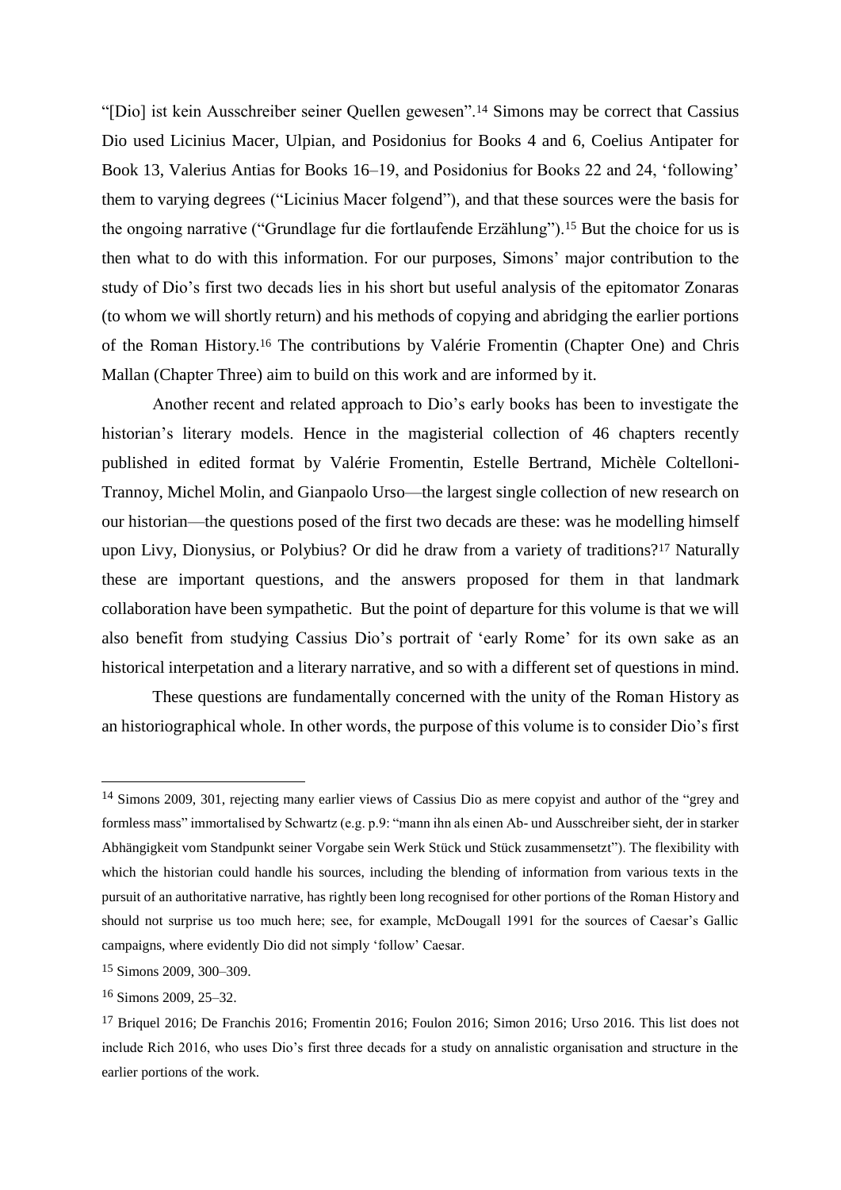"[Dio] ist kein Ausschreiber seiner Quellen gewesen".[14] Simons may be correct that Cassius Dio used Licinius Macer, Ulpian, and Posidonius for Books 4 and 6, Coelius Antipater for Book 13, Valerius Antias for Books 16–19, and Posidonius for Books 22 and 24, 'following' them to varying degrees ("Licinius Macer folgend"), and that these sources were the basis for the ongoing narrative ("Grundlage fur die fortlaufende Erzählung").[15] But the choice for us is then what to do with this information. For our purposes, Simons' major contribution to the study of Dio's first two decads lies in his short but useful analysis of the epitomator Zonaras (to whom we will shortly return) and his methods of copying and abridging the earlier portions of the Roman History.[16] The contributions by Valérie Fromentin (Chapter One) and Chris Mallan (Chapter Three) aim to build on this work and are informed by it.

Another recent and related approach to Dio's early books has been to investigate the historian's literary models. Hence in the magisterial collection of 46 chapters recently published in edited format by Valérie Fromentin, Estelle Bertrand, Michèle Coltelloni-Trannoy, Michel Molin, and Gianpaolo Urso—the largest single collection of new research on our historian—the questions posed of the first two decads are these: was he modelling himself upon Livy, Dionysius, or Polybius? Or did he draw from a variety of traditions?[17] Naturally these are important questions, and the answers proposed for them in that landmark collaboration have been sympathetic. But the point of departure for this volume is that we will also benefit from studying Cassius Dio's portrait of 'early Rome' for its own sake as an historical interpetation and a literary narrative, and so with a different set of questions in mind.

These questions are fundamentally concerned with the unity of the Roman History as an historiographical whole. In other words, the purpose of this volume is to consider Dio's first

---

[14] Simons 2009, 301, rejecting many earlier views of Cassius Dio as mere copyist and author of the "grey and formless mass" immortalised by Schwartz (e.g. p.9: "mann ihn als einen Ab- und Ausschreiber sieht, der in starker Abhängigkeit vom Standpunkt seiner Vorgabe sein Werk Stück und Stück zusammensetzt"). The flexibility with which the historian could handle his sources, including the blending of information from various texts in the pursuit of an authoritative narrative, has rightly been long recognised for other portions of the Roman History and should not surprise us too much here; see, for example, McDougall 1991 for the sources of Caesar's Gallic campaigns, where evidently Dio did not simply 'follow' Caesar.

[15] Simons 2009, 300–309.

[16] Simons 2009, 25–32.

[17] Briquel 2016; De Franchis 2016; Fromentin 2016; Foulon 2016; Simon 2016; Urso 2016. This list does not include Rich 2016, who uses Dio's first three decads for a study on annalistic organisation and structure in the earlier portions of the work.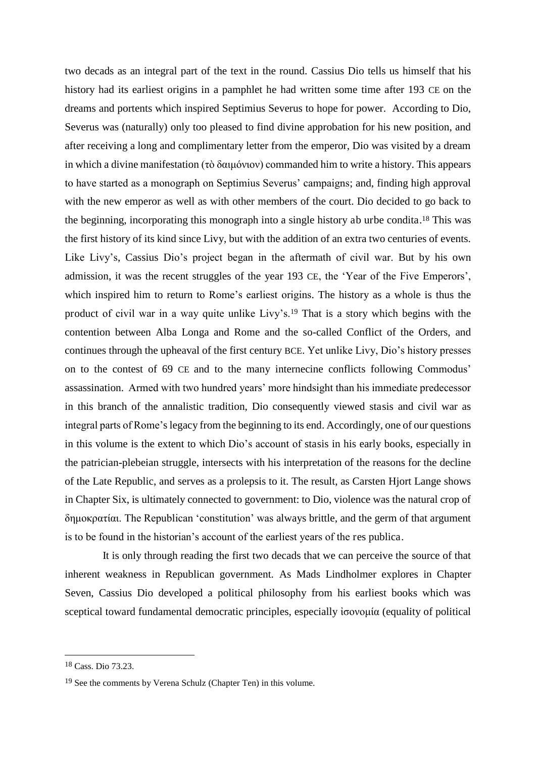two decades as an integral part of the text in the round. Cassius Dio tells us himself that his history had its earliest origins in a pamphlet he had written some time after 193 CE on the dreams and portents which inspired Septimius Severus to hope for power. According to Dio, Severus was (naturally) only too pleased to find divine approbation for his new position, and after receiving a long and complimentary letter from the emperor, Dio was visited by a dream in which a divine manifestation (τὸ δαιμόνιον) commanded him to write a history. This appears to have started as a monograph on Septimius Severus' campaigns; and, finding high approval with the new emperor as well as with other members of the court. Dio decided to go back to the beginning, incorporating this monograph into a single history ab urbe condita.[18] This was the first history of its kind since Livy, but with the addition of an extra two centuries of events. Like Livy's, Cassius Dio's project began in the aftermath of civil war. But by his own admission, it was the recent struggles of the year 193 CE, the 'Year of the Five Emperors', which inspired him to return to Rome's earliest origins. The history as a whole is thus the product of civil war in a way quite unlike Livy's.[19] That is a story which begins with the contention between Alba Longa and Rome and the so-called Conflict of the Orders, and continues through the upheaval of the first century BCE. Yet unlike Livy, Dio's history presses on to the contest of 69 CE and to the many internecine conflicts following Commodus' assassination. Armed with two hundred years' more hindsight than his immediate predecessor in this branch of the annalistic tradition, Dio consequently viewed stasis and civil war as integral parts of Rome's legacy from the beginning to its end. Accordingly, one of our questions in this volume is the extent to which Dio's account of stasis in his early books, especially in the patrician-plebeian struggle, intersects with his interpretation of the reasons for the decline of the Late Republic, and serves as a prolepsis to it. The result, as Carsten Hjort Lange shows in Chapter Six, is ultimately connected to government: to Dio, violence was the natural crop of δημοκρατίαι. The Republican 'constitution' was always brittle, and the germ of that argument is to be found in the historian's account of the earliest years of the res publica.

It is only through reading the first two decades that we can perceive the source of that inherent weakness in Republican government. As Mads Lindholmer explores in Chapter Seven, Cassius Dio developed a political philosophy from his earliest books which was sceptical toward fundamental democratic principles, especially ἰσονομία (equality of political

---

[18] Cass. Dio 73.23.

[19] See the comments by Verena Schulz (Chapter Ten) in this volume.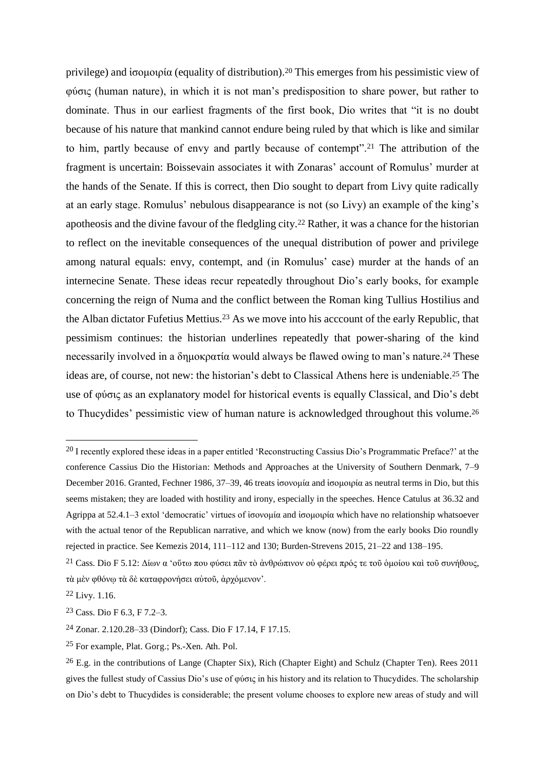privilege) and ἰσομοιρία (equality of distribution).[20] This emerges from his pessimistic view of φύσις (human nature), in which it is not man's predisposition to share power, but rather to dominate. Thus in our earliest fragments of the first book, Dio writes that "it is no doubt because of his nature that mankind cannot endure being ruled by that which is like and similar to him, partly because of envy and partly because of contempt".[21] The attribution of the fragment is uncertain: Boissevain associates it with Zonaras' account of Romulus' murder at the hands of the Senate. If this is correct, then Dio sought to depart from Livy quite radically at an early stage. Romulus' nebulous disappearance is not (so Livy) an example of the king's apotheosis and the divine favour of the fledgling city.[22] Rather, it was a chance for the historian to reflect on the inevitable consequences of the unequal distribution of power and privilege among natural equals: envy, contempt, and (in Romulus' case) murder at the hands of an internecine Senate. These ideas recur repeatedly throughout Dio's early books, for example concerning the reign of Numa and the conflict between the Roman king Tullius Hostilius and the Alban dictator Fufetius Mettius.[23] As we move into his acccount of the early Republic, that pessimism continues: the historian underlines repeatedly that power-sharing of the kind necessarily involved in a δημοκρατία would always be flawed owing to man's nature.[24] These ideas are, of course, not new: the historian's debt to Classical Athens here is undeniable.[25] The use of φύσις as an explanatory model for historical events is equally Classical, and Dio's debt to Thucydides' pessimistic view of human nature is acknowledged throughout this volume.[26]

---

[20] I recently explored these ideas in a paper entitled 'Reconstructing Cassius Dio's Programmatic Preface?' at the conference Cassius Dio the Historian: Methods and Approaches at the University of Southern Denmark, 7–9 December 2016. Granted, Fechner 1986, 37–39, 46 treats ἰσονομία and ἰσομοιρία as neutral terms in Dio, but this seems mistaken; they are loaded with hostility and irony, especially in the speeches. Hence Catulus at 36.32 and Agrippa at 52.4.1–3 extol 'democratic' virtues of ἰσονομία and ἰσομοιρία which have no relationship whatsoever with the actual tenor of the Republican narrative, and which we know (now) from the early books Dio roundly rejected in practice. See Kemezis 2014, 111–112 and 130; Burden-Strevens 2015, 21–22 and 138–195.

[21] Cass. Dio F 5.12: Δίων α 'οὕτω που φύσει πᾶν τὸ ἀνθρώπινον οὐ φέρει πρός τε τοῦ ὁμοίου καὶ τοῦ συνήθους, τὰ μὲν φθόνῳ τὰ δὲ καταφρονήσει αὐτοῦ, ἀρχόμενον'.

[22] Livy. 1.16.

[23] Cass. Dio F 6.3, F 7.2–3.

[24] Zonar. 2.120.28–33 (Dindorf); Cass. Dio F 17.14, F 17.15.

[25] For example, Plat. Gorg.; Ps.-Xen. Ath. Pol.

[26] E.g. in the contributions of Lange (Chapter Six), Rich (Chapter Eight) and Schulz (Chapter Ten). Rees 2011 gives the fullest study of Cassius Dio's use of φύσις in his history and its relation to Thucydides. The scholarship on Dio's debt to Thucydides is considerable; the present volume chooses to explore new areas of study and will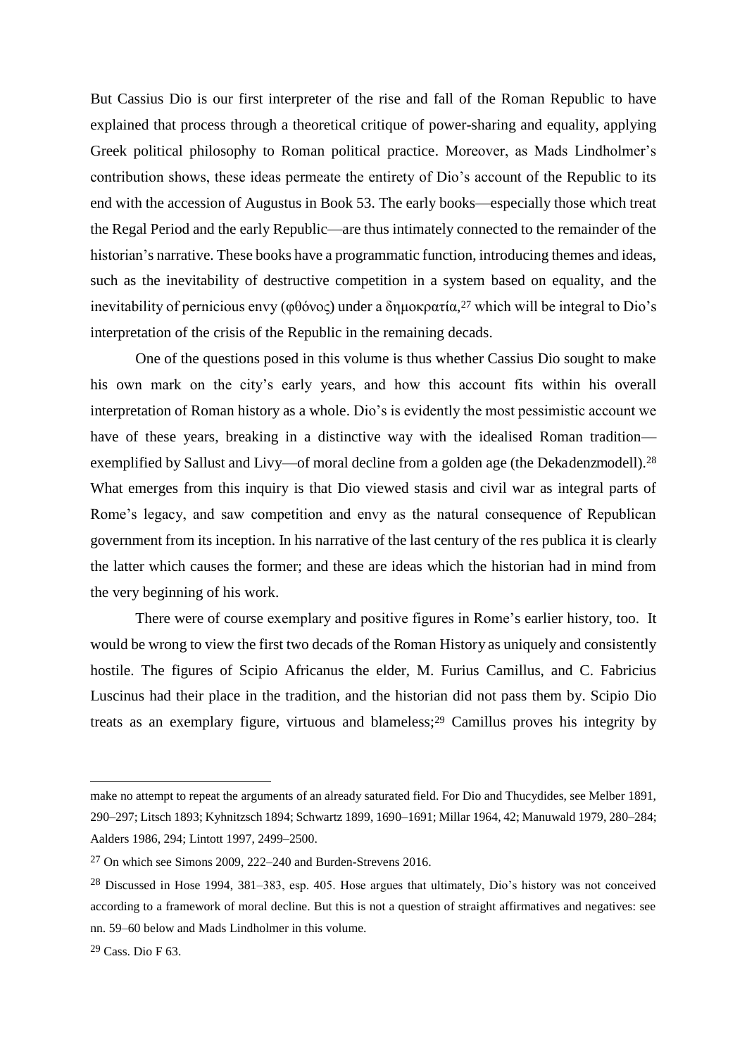But Cassius Dio is our first interpreter of the rise and fall of the Roman Republic to have explained that process through a theoretical critique of power-sharing and equality, applying Greek political philosophy to Roman political practice. Moreover, as Mads Lindholmer's contribution shows, these ideas permeate the entirety of Dio's account of the Republic to its end with the accession of Augustus in Book 53. The early books—especially those which treat the Regal Period and the early Republic—are thus intimately connected to the remainder of the historian's narrative. These books have a programmatic function, introducing themes and ideas, such as the inevitability of destructive competition in a system based on equality, and the inevitability of pernicious envy (φθόνος) under a δημοκρατία,[27] which will be integral to Dio's interpretation of the crisis of the Republic in the remaining decads.

One of the questions posed in this volume is thus whether Cassius Dio sought to make his own mark on the city's early years, and how this account fits within his overall interpretation of Roman history as a whole. Dio's is evidently the most pessimistic account we have of these years, breaking in a distinctive way with the idealised Roman tradition—exemplified by Sallust and Livy—of moral decline from a golden age (the Dekadenzmodell).[28] What emerges from this inquiry is that Dio viewed stasis and civil war as integral parts of Rome's legacy, and saw competition and envy as the natural consequence of Republican government from its inception. In his narrative of the last century of the res publica it is clearly the latter which causes the former; and these are ideas which the historian had in mind from the very beginning of his work.

There were of course exemplary and positive figures in Rome's earlier history, too. It would be wrong to view the first two decads of the Roman History as uniquely and consistently hostile. The figures of Scipio Africanus the elder, M. Furius Camillus, and C. Fabricius Luscinus had their place in the tradition, and the historian did not pass them by. Scipio Dio treats as an exemplary figure, virtuous and blameless;[29] Camillus proves his integrity by

---

make no attempt to repeat the arguments of an already saturated field. For Dio and Thucydides, see Melber 1891, 290–297; Litsch 1893; Kyhnitzsch 1894; Schwartz 1899, 1690–1691; Millar 1964, 42; Manuwald 1979, 280–284; Aalders 1986, 294; Lintott 1997, 2499–2500.

[27] On which see Simons 2009, 222–240 and Burden-Strevens 2016.

[28] Discussed in Hose 1994, 381–383, esp. 405. Hose argues that ultimately, Dio's history was not conceived according to a framework of moral decline. But this is not a question of straight affirmatives and negatives: see nn. 59–60 below and Mads Lindholmer in this volume.

[29] Cass. Dio F 63.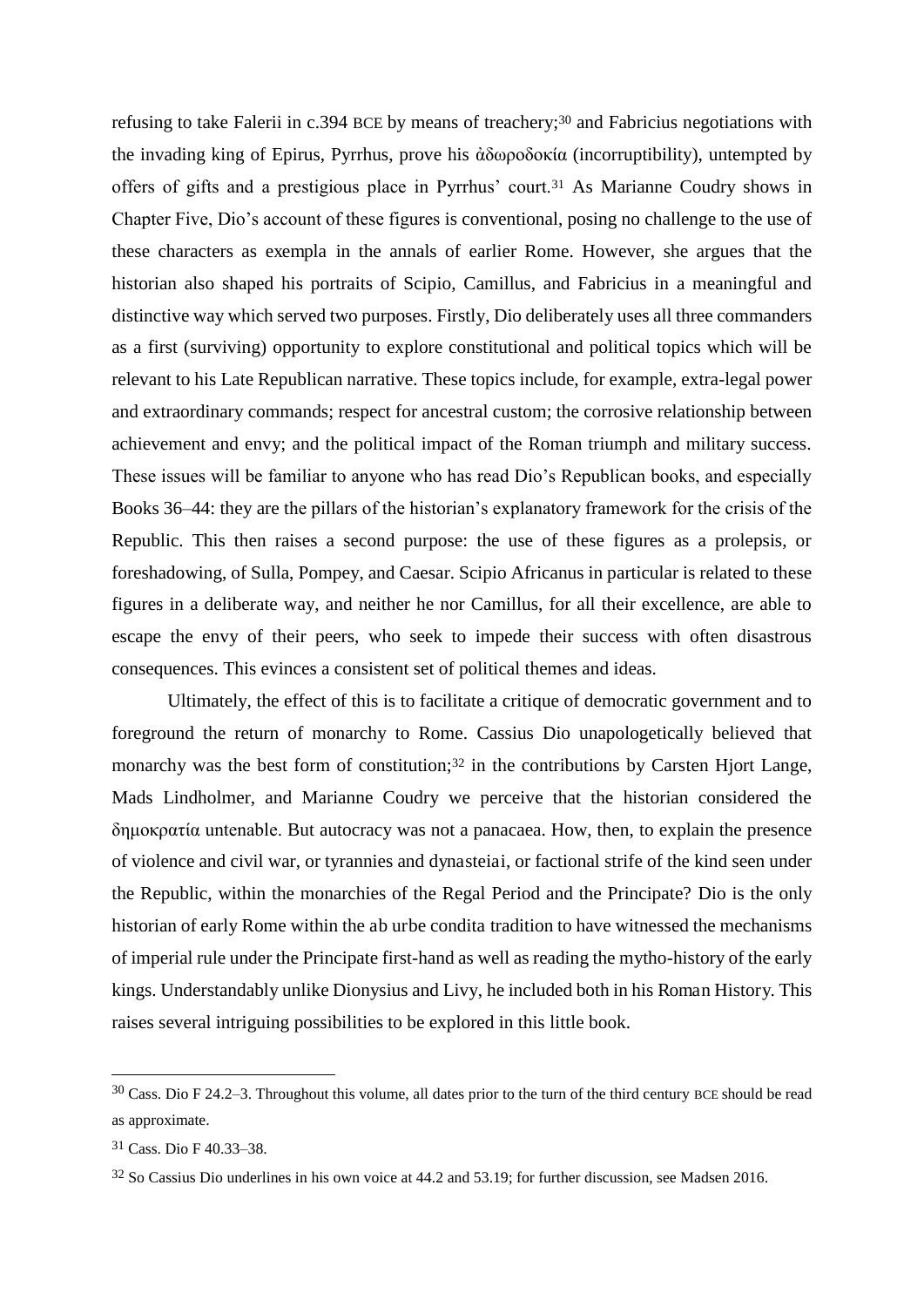refusing to take Falerii in c.394 BCE by means of treachery;[30] and Fabricius negotiations with the invading king of Epirus, Pyrrhus, prove his ἀδωροδοκία (incorruptibility), untempted by offers of gifts and a prestigious place in Pyrrhus' court.[31] As Marianne Coudry shows in Chapter Five, Dio's account of these figures is conventional, posing no challenge to the use of these characters as exempla in the annals of earlier Rome. However, she argues that the historian also shaped his portraits of Scipio, Camillus, and Fabricius in a meaningful and distinctive way which served two purposes. Firstly, Dio deliberately uses all three commanders as a first (surviving) opportunity to explore constitutional and political topics which will be relevant to his Late Republican narrative. These topics include, for example, extra-legal power and extraordinary commands; respect for ancestral custom; the corrosive relationship between achievement and envy; and the political impact of the Roman triumph and military success. These issues will be familiar to anyone who has read Dio's Republican books, and especially Books 36–44: they are the pillars of the historian's explanatory framework for the crisis of the Republic. This then raises a second purpose: the use of these figures as a prolepsis, or foreshadowing, of Sulla, Pompey, and Caesar. Scipio Africanus in particular is related to these figures in a deliberate way, and neither he nor Camillus, for all their excellence, are able to escape the envy of their peers, who seek to impede their success with often disastrous consequences. This evinces a consistent set of political themes and ideas.

Ultimately, the effect of this is to facilitate a critique of democratic government and to foreground the return of monarchy to Rome. Cassius Dio unapologetically believed that monarchy was the best form of constitution;[32] in the contributions by Carsten Hjort Lange, Mads Lindholmer, and Marianne Coudry we perceive that the historian considered the δημοκρατία untenable. But autocracy was not a panacaea. How, then, to explain the presence of violence and civil war, or tyrannies and *dynasteiai*, or factional strife of the kind seen under the Republic, within the monarchies of the Regal Period and the Principate? Dio is the only historian of early Rome within the *ab urbe condita* tradition to have witnessed the mechanisms of imperial rule under the Principate first-hand as well as reading the mytho-history of the early kings. Understandably unlike Dionysius and Livy, he included both in his *Roman History*. This raises several intriguing possibilities to be explored in this little book.

---

[30] Cass. Dio F 24.2–3. Throughout this volume, all dates prior to the turn of the third century BCE should be read as approximate.

[31] Cass. Dio F 40.33–38.

[32] So Cassius Dio underlines in his own voice at 44.2 and 53.19; for further discussion, see Madsen 2016.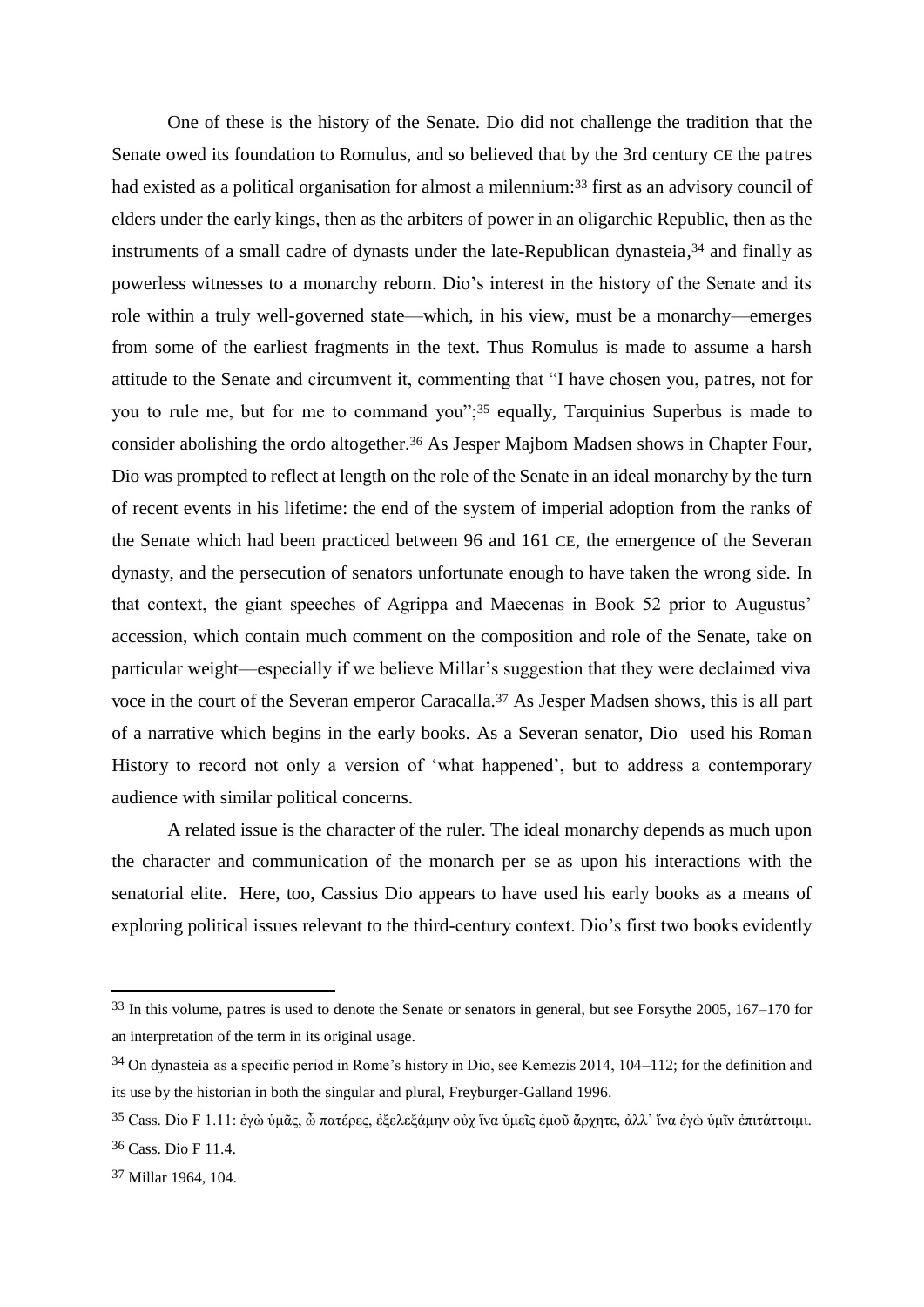One of these is the history of the Senate. Dio did not challenge the tradition that the Senate owed its foundation to Romulus, and so believed that by the 3rd century CE the *patres* had existed as a political organisation for almost a millennium:[33] first as an advisory council of elders under the early kings, then as the arbiters of power in an oligarchic Republic, then as the instruments of a small cadre of dynasts under the late-Republican *dynasteia*,[34] and finally as powerless witnesses to a monarchy reborn. Dio's interest in the history of the Senate and its role within a truly well-governed state—which, in his view, must be a monarchy—emerges from some of the earliest fragments in the text. Thus Romulus is made to assume a harsh attitude to the Senate and circumvent it, commenting that "I have chosen you, *patres*, not for you to rule me, but for me to command you";[35] equally, Tarquinius Superbus is made to consider abolishing the *ordo* altogether.[36] As Jesper Majbom Madsen shows in Chapter Four, Dio was prompted to reflect at length on the role of the Senate in an ideal monarchy by the turn of recent events in his lifetime: the end of the system of imperial adoption from the ranks of the Senate which had been practiced between 96 and 161 CE, the emergence of the Severan dynasty, and the persecution of senators unfortunate enough to have taken the wrong side. In that context, the giant speeches of Agrippa and Maecenas in Book 52 prior to Augustus' accession, which contain much comment on the composition and role of the Senate, take on particular weight—especially if we believe Millar's suggestion that they were declaimed *viva voce* in the court of the Severan emperor Caracalla.[37] As Jesper Madsen shows, this is all part of a narrative which begins in the early books. As a Severan senator, Dio used his *Roman History* to record not only a version of 'what happened', but to address a contemporary audience with similar political concerns.

A related issue is the character of the ruler. The ideal monarchy depends as much upon the character and communication of the monarch *per se* as upon his interactions with the senatorial elite. Here, too, Cassius Dio appears to have used his early books as a means of exploring political issues relevant to the third-century context. Dio's first two books evidently

---

[33] In this volume, *patres* is used to denote the Senate or senators in general, but see Forsythe 2005, 167–170 for an interpretation of the term in its original usage.

[34] On *dynasteia* as a specific period in Rome's history in Dio, see Kemezis 2014, 104–112; for the definition and its use by the historian in both the singular and plural, Freyburger-Galland 1996.

[35] Cass. Dio F 1.11: ἐγὼ ὑμᾶς, ὦ πατέρες, ἐξελεξάμην οὐχ ἵνα ὑμεῖς ἐμοῦ ἄρχητε, ἀλλ᾽ ἵνα ἐγὼ ὑμῖν ἐπιτάττοιμι.

[36] Cass. Dio F 11.4.

[37] Millar 1964, 104.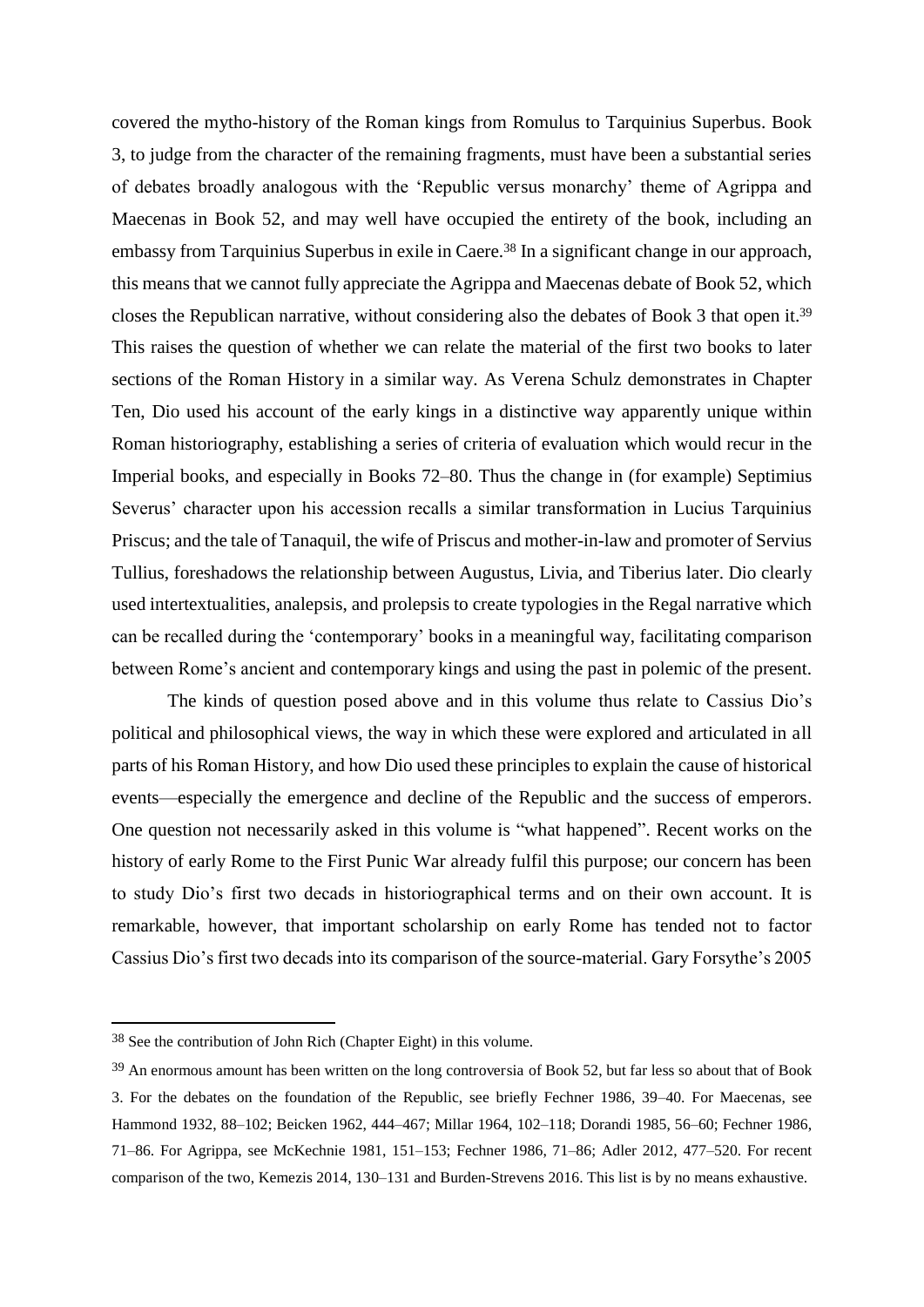covered the mytho-history of the Roman kings from Romulus to Tarquinius Superbus. Book 3, to judge from the character of the remaining fragments, must have been a substantial series of debates broadly analogous with the 'Republic versus monarchy' theme of Agrippa and Maecenas in Book 52, and may well have occupied the entirety of the book, including an embassy from Tarquinius Superbus in exile in Caere.[38] In a significant change in our approach, this means that we cannot fully appreciate the Agrippa and Maecenas debate of Book 52, which closes the Republican narrative, without considering also the debates of Book 3 that open it.[39] This raises the question of whether we can relate the material of the first two books to later sections of the Roman History in a similar way. As Verena Schulz demonstrates in Chapter Ten, Dio used his account of the early kings in a distinctive way apparently unique within Roman historiography, establishing a series of criteria of evaluation which would recur in the Imperial books, and especially in Books 72–80. Thus the change in (for example) Septimius Severus' character upon his accession recalls a similar transformation in Lucius Tarquinius Priscus; and the tale of Tanaquil, the wife of Priscus and mother-in-law and promoter of Servius Tullius, foreshadows the relationship between Augustus, Livia, and Tiberius later. Dio clearly used intertextualities, analepsis, and prolepsis to create typologies in the Regal narrative which can be recalled during the 'contemporary' books in a meaningful way, facilitating comparison between Rome's ancient and contemporary kings and using the past in polemic of the present.

The kinds of question posed above and in this volume thus relate to Cassius Dio's political and philosophical views, the way in which these were explored and articulated in all parts of his Roman History, and how Dio used these principles to explain the cause of historical events—especially the emergence and decline of the Republic and the success of emperors. One question not necessarily asked in this volume is "what happened". Recent works on the history of early Rome to the First Punic War already fulfil this purpose; our concern has been to study Dio's first two decads in historiographical terms and on their own account. It is remarkable, however, that important scholarship on early Rome has tended not to factor Cassius Dio's first two decads into its comparison of the source-material. Gary Forsythe's 2005

---

[38] See the contribution of John Rich (Chapter Eight) in this volume.

[39] An enormous amount has been written on the long controversia of Book 52, but far less so about that of Book 3. For the debates on the foundation of the Republic, see briefly Fechner 1986, 39–40. For Maecenas, see Hammond 1932, 88–102; Beicken 1962, 444–467; Millar 1964, 102–118; Dorandi 1985, 56–60; Fechner 1986, 71–86. For Agrippa, see McKechnie 1981, 151–153; Fechner 1986, 71–86; Adler 2012, 477–520. For recent comparison of the two, Kemezis 2014, 130–131 and Burden-Strevens 2016. This list is by no means exhaustive.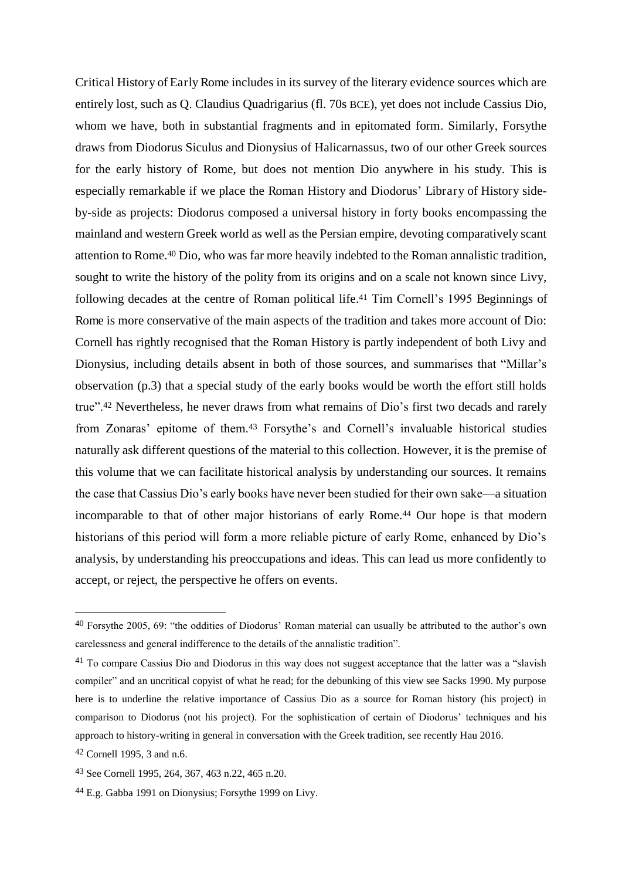Critical History of Early Rome includes in its survey of the literary evidence sources which are entirely lost, such as Q. Claudius Quadrigarius (fl. 70s BCE), yet does not include Cassius Dio, whom we have, both in substantial fragments and in epitomated form. Similarly, Forsythe draws from Diodorus Siculus and Dionysius of Halicarnassus, two of our other Greek sources for the early history of Rome, but does not mention Dio anywhere in his study. This is especially remarkable if we place the Roman History and Diodorus' Library of History side-by-side as projects: Diodorus composed a universal history in forty books encompassing the mainland and western Greek world as well as the Persian empire, devoting comparatively scant attention to Rome.[40] Dio, who was far more heavily indebted to the Roman annalistic tradition, sought to write the history of the polity from its origins and on a scale not known since Livy, following decades at the centre of Roman political life.[41] Tim Cornell's 1995 Beginnings of Rome is more conservative of the main aspects of the tradition and takes more account of Dio: Cornell has rightly recognised that the Roman History is partly independent of both Livy and Dionysius, including details absent in both of those sources, and summarises that "Millar's observation (p.3) that a special study of the early books would be worth the effort still holds true".[42] Nevertheless, he never draws from what remains of Dio's first two decads and rarely from Zonaras' epitome of them.[43] Forsythe's and Cornell's invaluable historical studies naturally ask different questions of the material to this collection. However, it is the premise of this volume that we can facilitate historical analysis by understanding our sources. It remains the case that Cassius Dio's early books have never been studied for their own sake—a situation incomparable to that of other major historians of early Rome.[44] Our hope is that modern historians of this period will form a more reliable picture of early Rome, enhanced by Dio's analysis, by understanding his preoccupations and ideas. This can lead us more confidently to accept, or reject, the perspective he offers on events.

---

[40] Forsythe 2005, 69: "the oddities of Diodorus' Roman material can usually be attributed to the author's own carelessness and general indifference to the details of the annalistic tradition".

[41] To compare Cassius Dio and Diodorus in this way does not suggest acceptance that the latter was a "slavish compiler" and an uncritical copyist of what he read; for the debunking of this view see Sacks 1990. My purpose here is to underline the relative importance of Cassius Dio as a source for Roman history (his project) in comparison to Diodorus (not his project). For the sophistication of certain of Diodorus' techniques and his approach to history-writing in general in conversation with the Greek tradition, see recently Hau 2016.

[42] Cornell 1995, 3 and n.6.

[43] See Cornell 1995, 264, 367, 463 n.22, 465 n.20.

[44] E.g. Gabba 1991 on Dionysius; Forsythe 1999 on Livy.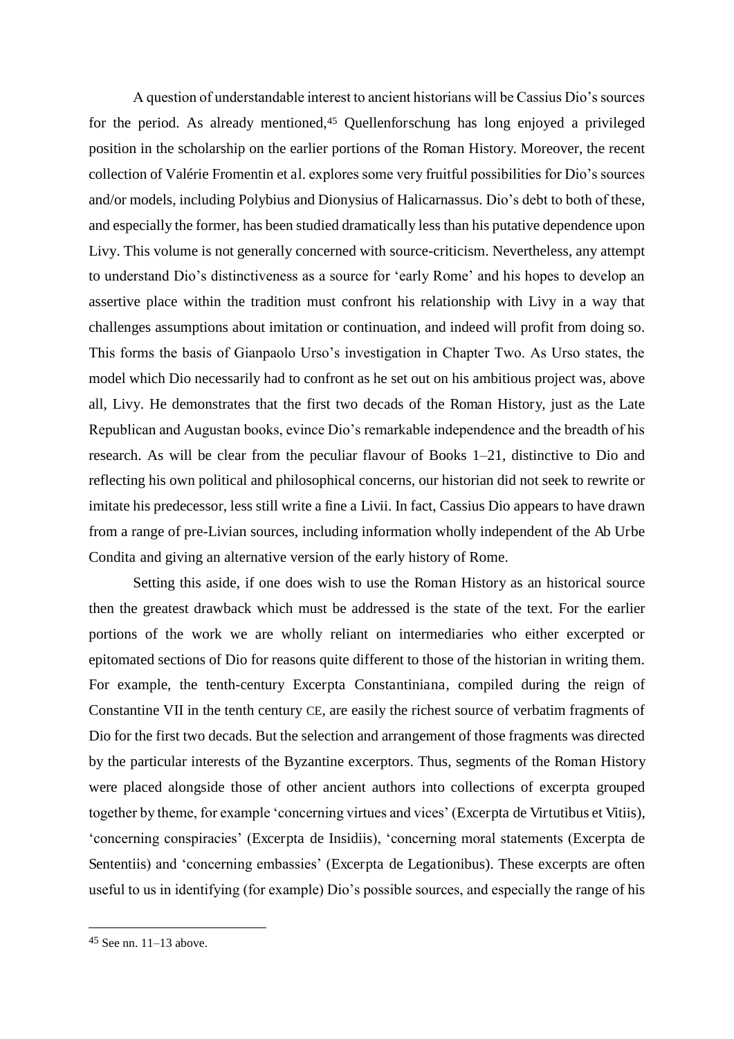A question of understandable interest to ancient historians will be Cassius Dio's sources for the period. As already mentioned,[45] Quellenforschung has long enjoyed a privileged position in the scholarship on the earlier portions of the Roman History. Moreover, the recent collection of Valérie Fromentin et al. explores some very fruitful possibilities for Dio's sources and/or models, including Polybius and Dionysius of Halicarnassus. Dio's debt to both of these, and especially the former, has been studied dramatically less than his putative dependence upon Livy. This volume is not generally concerned with source-criticism. Nevertheless, any attempt to understand Dio's distinctiveness as a source for 'early Rome' and his hopes to develop an assertive place within the tradition must confront his relationship with Livy in a way that challenges assumptions about imitation or continuation, and indeed will profit from doing so. This forms the basis of Gianpaolo Urso's investigation in Chapter Two. As Urso states, the model which Dio necessarily had to confront as he set out on his ambitious project was, above all, Livy. He demonstrates that the first two decads of the Roman History, just as the Late Republican and Augustan books, evince Dio's remarkable independence and the breadth of his research. As will be clear from the peculiar flavour of Books 1–21, distinctive to Dio and reflecting his own political and philosophical concerns, our historian did not seek to rewrite or imitate his predecessor, less still write a fine a Livii. In fact, Cassius Dio appears to have drawn from a range of pre-Livian sources, including information wholly independent of the Ab Urbe Condita and giving an alternative version of the early history of Rome.

Setting this aside, if one does wish to use the Roman History as an historical source then the greatest drawback which must be addressed is the state of the text. For the earlier portions of the work we are wholly reliant on intermediaries who either excerpted or epitomated sections of Dio for reasons quite different to those of the historian in writing them. For example, the tenth-century Excerpta Constantiniana, compiled during the reign of Constantine VII in the tenth century CE, are easily the richest source of verbatim fragments of Dio for the first two decads. But the selection and arrangement of those fragments was directed by the particular interests of the Byzantine excerptors. Thus, segments of the Roman History were placed alongside those of other ancient authors into collections of excerpta grouped together by theme, for example 'concerning virtues and vices' (Excerpta de Virtutibus et Vitiis), 'concerning conspiracies' (Excerpta de Insidiis), 'concerning moral statements (Excerpta de Sententiis) and 'concerning embassies' (Excerpta de Legationibus). These excerpts are often useful to us in identifying (for example) Dio's possible sources, and especially the range of his

[45] See nn. 11–13 above.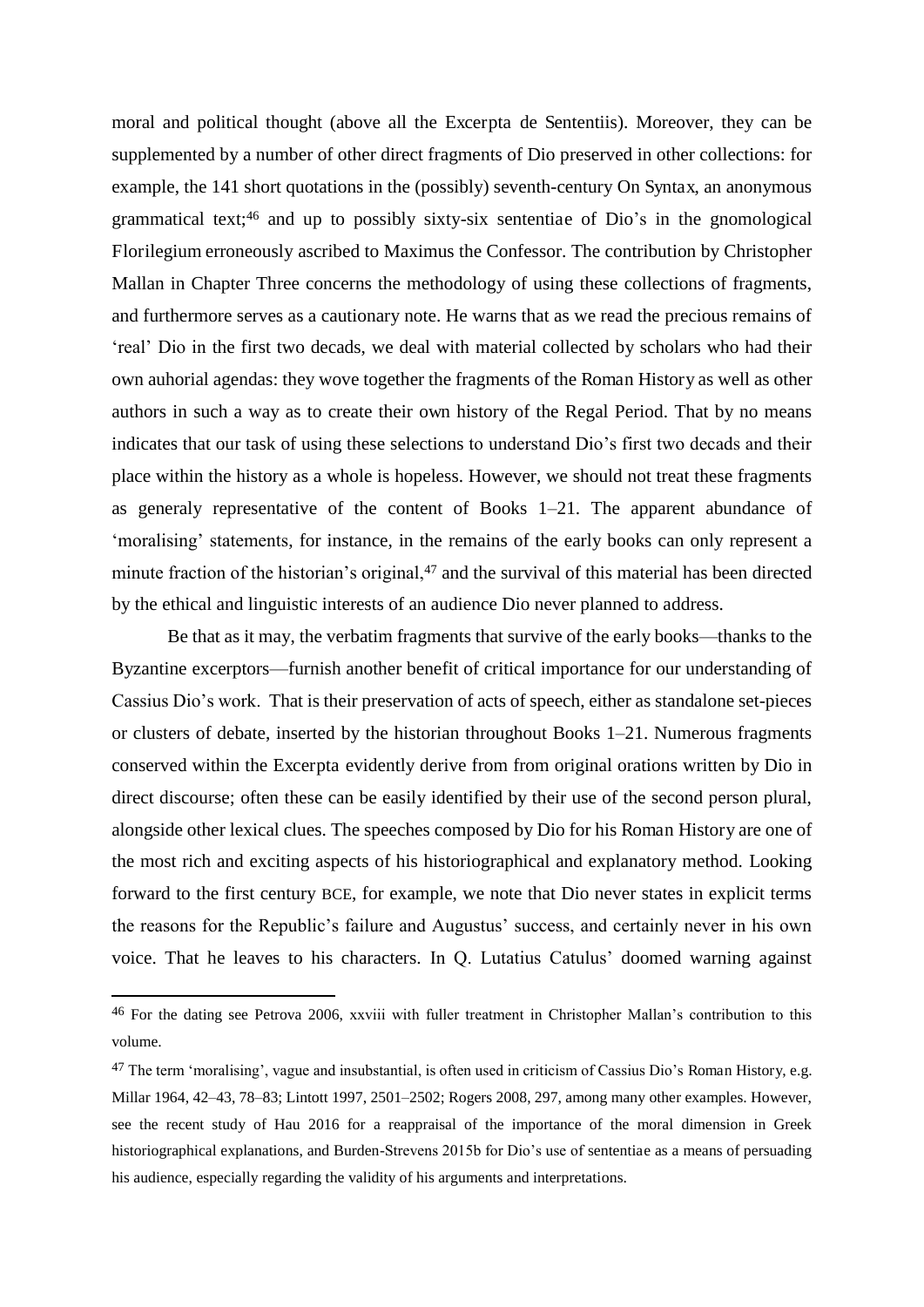moral and political thought (above all the *Excerpta de Sententiis*). Moreover, they can be supplemented by a number of other direct fragments of Dio preserved in other collections: for example, the 141 short quotations in the (possibly) seventh-century *On Syntax*, an anonymous grammatical text;[46] and up to possibly sixty-six *sententiae* of Dio's in the gnomological *Florilegium* erroneously ascribed to Maximus the Confessor. The contribution by Christopher Mallan in Chapter Three concerns the methodology of using these collections of fragments, and furthermore serves as a cautionary note. He warns that as we read the precious remains of 'real' Dio in the first two decads, we deal with material collected by scholars who had their own auhorial agendas: they wove together the fragments of the *Roman History* as well as other authors in such a way as to create their own history of the Regal Period. That by no means indicates that our task of using these selections to understand Dio's first two decads and their place within the history as a whole is hopeless. However, we should not treat these fragments as generaly representative of the content of Books 1–21. The apparent abundance of 'moralising' statements, for instance, in the remains of the early books can only represent a minute fraction of the historian's original,[47] and the survival of this material has been directed by the ethical and linguistic interests of an audience Dio never planned to address.

Be that as it may, the verbatim fragments that survive of the early books—thanks to the Byzantine excerptors—furnish another benefit of critical importance for our understanding of Cassius Dio's work. That is their preservation of acts of speech, either as standalone set-pieces or clusters of debate, inserted by the historian throughout Books 1–21. Numerous fragments conserved within the *Excerpta* evidently derive from from original orations written by Dio in direct discourse; often these can be easily identified by their use of the second person plural, alongside other lexical clues. The speeches composed by Dio for his *Roman History* are one of the most rich and exciting aspects of his historiographical and explanatory method. Looking forward to the first century BCE, for example, we note that Dio never states in explicit terms the reasons for the Republic's failure and Augustus' success, and certainly never in his own voice. That he leaves to his characters. In Q. Lutatius Catulus' doomed warning against

---

[46] For the dating see Petrova 2006, xxviii with fuller treatment in Christopher Mallan's contribution to this volume.

[47] The term 'moralising', vague and insubstantial, is often used in criticism of Cassius Dio's *Roman History*, e.g. Millar 1964, 42–43, 78–83; Lintott 1997, 2501–2502; Rogers 2008, 297, among many other examples. However, see the recent study of Hau 2016 for a reappraisal of the importance of the moral dimension in Greek historiographical explanations, and Burden-Strevens 2015b for Dio's use of *sententiae* as a means of persuading his audience, especially regarding the validity of his arguments and interpretations.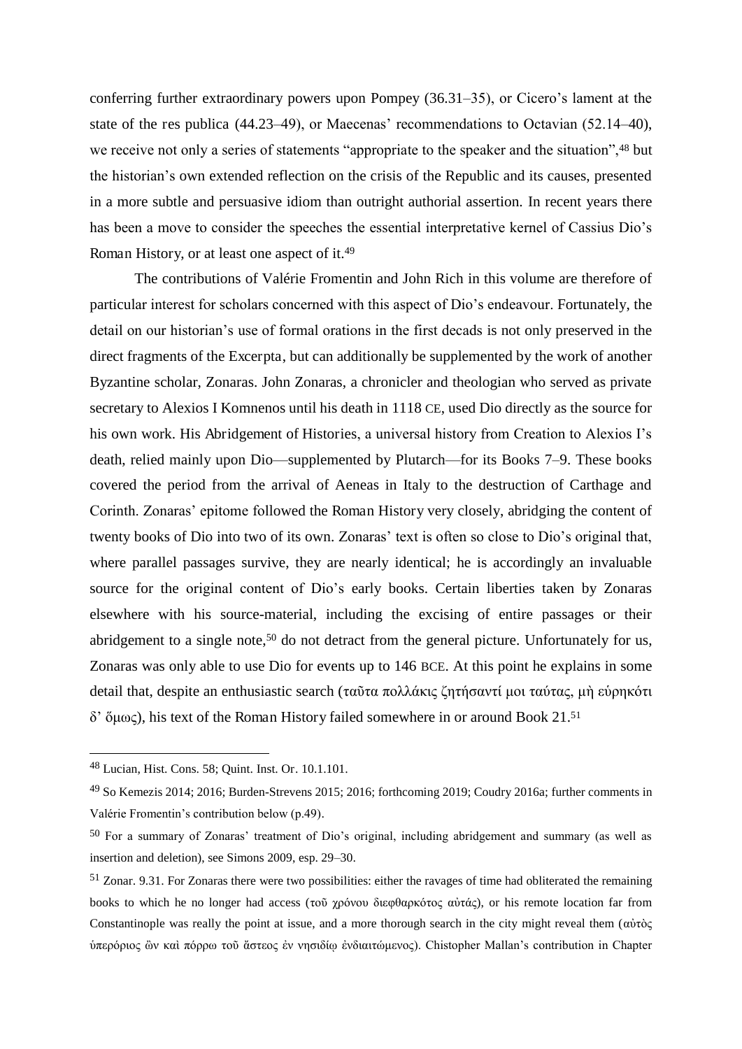conferring further extraordinary powers upon Pompey (36.31–35), or Cicero's lament at the state of the res publica (44.23–49), or Maecenas' recommendations to Octavian (52.14–40), we receive not only a series of statements "appropriate to the speaker and the situation",[48] but the historian's own extended reflection on the crisis of the Republic and its causes, presented in a more subtle and persuasive idiom than outright authorial assertion. In recent years there has been a move to consider the speeches the essential interpretative kernel of Cassius Dio's Roman History, or at least one aspect of it.[49]

The contributions of Valérie Fromentin and John Rich in this volume are therefore of particular interest for scholars concerned with this aspect of Dio's endeavour. Fortunately, the detail on our historian's use of formal orations in the first decads is not only preserved in the direct fragments of the Excerpta, but can additionally be supplemented by the work of another Byzantine scholar, Zonaras. John Zonaras, a chronicler and theologian who served as private secretary to Alexios I Komnenos until his death in 1118 CE, used Dio directly as the source for his own work. His Abridgement of Histories, a universal history from Creation to Alexios I's death, relied mainly upon Dio—supplemented by Plutarch—for its Books 7–9. These books covered the period from the arrival of Aeneas in Italy to the destruction of Carthage and Corinth. Zonaras' epitome followed the Roman History very closely, abridging the content of twenty books of Dio into two of its own. Zonaras' text is often so close to Dio's original that, where parallel passages survive, they are nearly identical; he is accordingly an invaluable source for the original content of Dio's early books. Certain liberties taken by Zonaras elsewhere with his source-material, including the excising of entire passages or their abridgement to a single note,[50] do not detract from the general picture. Unfortunately for us, Zonaras was only able to use Dio for events up to 146 BCE. At this point he explains in some detail that, despite an enthusiastic search (ταῦτα πολλάκις ζητήσαντί μοι ταύτας, μὴ εὑρηκότι δ' ὅμως), his text of the Roman History failed somewhere in or around Book 21.[51]

---

[48] Lucian, Hist. Cons. 58; Quint. Inst. Or. 10.1.101.

[49] So Kemezis 2014; 2016; Burden-Strevens 2015; 2016; forthcoming 2019; Coudry 2016a; further comments in Valérie Fromentin's contribution below (p.49).

[50] For a summary of Zonaras' treatment of Dio's original, including abridgement and summary (as well as insertion and deletion), see Simons 2009, esp. 29–30.

[51] Zonar. 9.31. For Zonaras there were two possibilities: either the ravages of time had obliterated the remaining books to which he no longer had access (τοῦ χρόνου διεφθαρκότος αὐτάς), or his remote location far from Constantinople was really the point at issue, and a more thorough search in the city might reveal them (αὐτὸς ὑπερόριος ὢν καὶ πόρρω τοῦ ἄστεος ἐν νησιδίῳ ἐνδιαιτώμενος). Chistopher Mallan's contribution in Chapter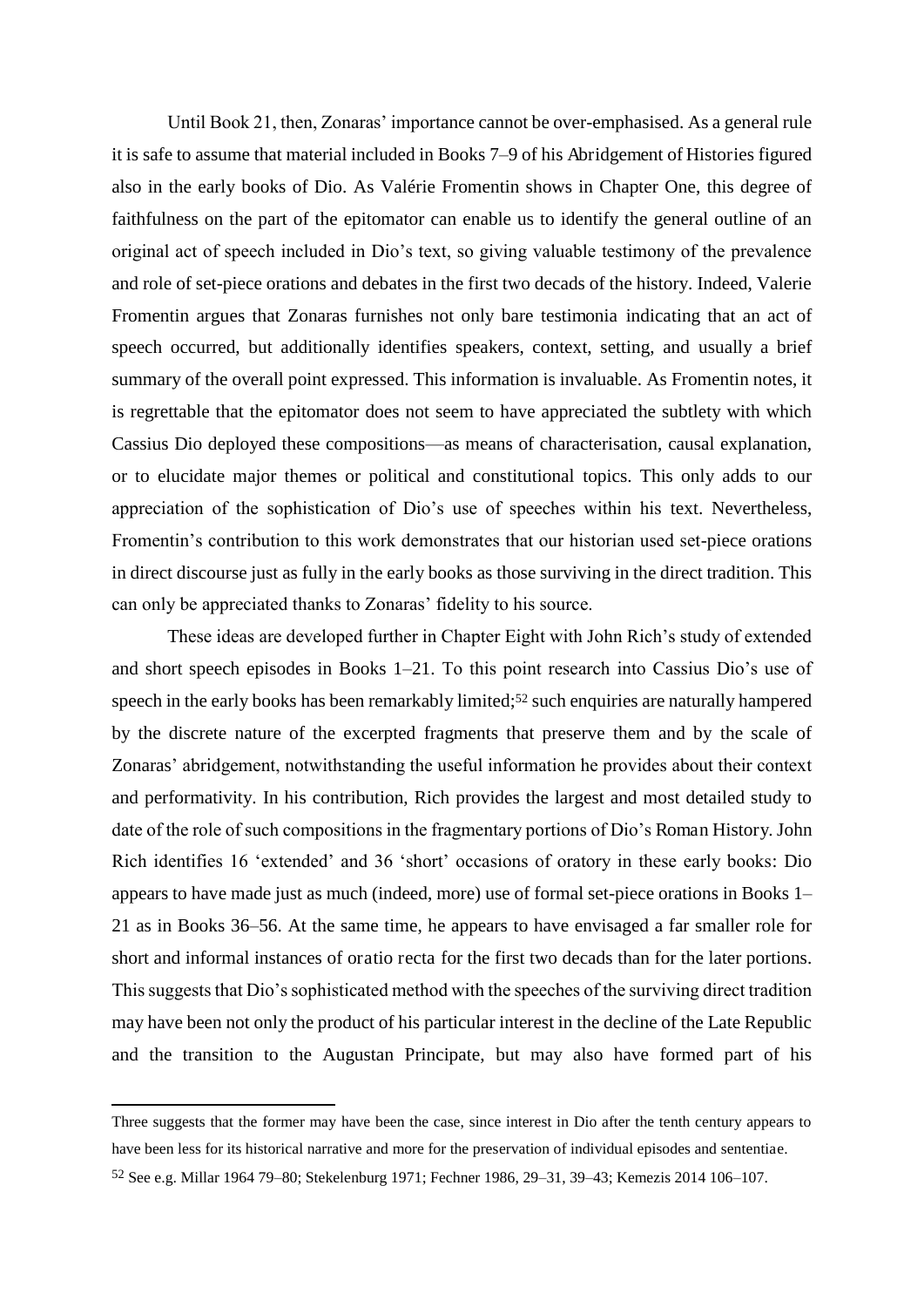Until Book 21, then, Zonaras' importance cannot be over-emphasised. As a general rule it is safe to assume that material included in Books 7–9 of his *Abridgement of Histories* figured also in the early books of Dio. As Valérie Fromentin shows in Chapter One, this degree of faithfulness on the part of the epitomator can enable us to identify the general outline of an original act of speech included in Dio's text, so giving valuable testimony of the prevalence and role of set-piece orations and debates in the first two decads of the history. Indeed, Valerie Fromentin argues that Zonaras furnishes not only bare testimonia indicating that an act of speech occurred, but additionally identifies speakers, context, setting, and usually a brief summary of the overall point expressed. This information is invaluable. As Fromentin notes, it is regrettable that the epitomator does not seem to have appreciated the subtlety with which Cassius Dio deployed these compositions—as means of characterisation, causal explanation, or to elucidate major themes or political and constitutional topics. This only adds to our appreciation of the sophistication of Dio's use of speeches within his text. Nevertheless, Fromentin's contribution to this work demonstrates that our historian used set-piece orations in direct discourse just as fully in the early books as those surviving in the direct tradition. This can only be appreciated thanks to Zonaras' fidelity to his source.

These ideas are developed further in Chapter Eight with John Rich's study of extended and short speech episodes in Books 1–21. To this point research into Cassius Dio's use of speech in the early books has been remarkably limited;[52] such enquiries are naturally hampered by the discrete nature of the excerpted fragments that preserve them and by the scale of Zonaras' abridgement, notwithstanding the useful information he provides about their context and performativity. In his contribution, Rich provides the largest and most detailed study to date of the role of such compositions in the fragmentary portions of Dio's *Roman History*. John Rich identifies 16 'extended' and 36 'short' occasions of oratory in these early books: Dio appears to have made just as much (indeed, more) use of formal set-piece orations in Books 1–21 as in Books 36–56. At the same time, he appears to have envisaged a far smaller role for short and informal instances of *oratio recta* for the first two decads than for the later portions. This suggests that Dio's sophisticated method with the speeches of the surviving direct tradition may have been not only the product of his particular interest in the decline of the Late Republic and the transition to the Augustan Principate, but may also have formed part of his

---

Three suggests that the former may have been the case, since interest in Dio after the tenth century appears to have been less for its historical narrative and more for the preservation of individual episodes and *sententiae*.

[52] See e.g. Millar 1964 79–80; Stekelenburg 1971; Fechner 1986, 29–31, 39–43; Kemezis 2014 106–107.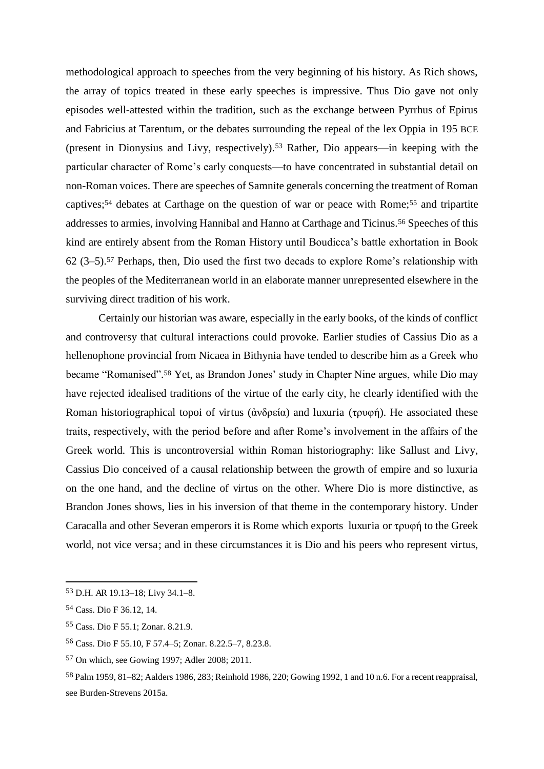methodological approach to speeches from the very beginning of his history. As Rich shows, the array of topics treated in these early speeches is impressive. Thus Dio gave not only episodes well-attested within the tradition, such as the exchange between Pyrrhus of Epirus and Fabricius at Tarentum, or the debates surrounding the repeal of the lex Oppia in 195 BCE (present in Dionysius and Livy, respectively).[53] Rather, Dio appears—in keeping with the particular character of Rome's early conquests—to have concentrated in substantial detail on non-Roman voices. There are speeches of Samnite generals concerning the treatment of Roman captives;[54] debates at Carthage on the question of war or peace with Rome;[55] and tripartite addresses to armies, involving Hannibal and Hanno at Carthage and Ticinus.[56] Speeches of this kind are entirely absent from the Roman History until Boudicca's battle exhortation in Book 62 (3–5).[57] Perhaps, then, Dio used the first two decads to explore Rome's relationship with the peoples of the Mediterranean world in an elaborate manner unrepresented elsewhere in the surviving direct tradition of his work.

Certainly our historian was aware, especially in the early books, of the kinds of conflict and controversy that cultural interactions could provoke. Earlier studies of Cassius Dio as a hellenophone provincial from Nicaea in Bithynia have tended to describe him as a Greek who became "Romanised".[58] Yet, as Brandon Jones' study in Chapter Nine argues, while Dio may have rejected idealised traditions of the virtue of the early city, he clearly identified with the Roman historiographical topoi of virtus (ἀνδρεία) and luxuria (τρυφή). He associated these traits, respectively, with the period before and after Rome's involvement in the affairs of the Greek world. This is uncontroversial within Roman historiography: like Sallust and Livy, Cassius Dio conceived of a causal relationship between the growth of empire and so luxuria on the one hand, and the decline of virtus on the other. Where Dio is more distinctive, as Brandon Jones shows, lies in his inversion of that theme in the contemporary history. Under Caracalla and other Severan emperors it is Rome which exports luxuria or τρυφή to the Greek world, not vice versa; and in these circumstances it is Dio and his peers who represent virtus,

---

[53] D.H. AR 19.13–18; Livy 34.1–8.

[54] Cass. Dio F 36.12, 14.

[55] Cass. Dio F 55.1; Zonar. 8.21.9.

[56] Cass. Dio F 55.10, F 57.4–5; Zonar. 8.22.5–7, 8.23.8.

[57] On which, see Gowing 1997; Adler 2008; 2011.

[58] Palm 1959, 81–82; Aalders 1986, 283; Reinhold 1986, 220; Gowing 1992, 1 and 10 n.6. For a recent reappraisal, see Burden-Strevens 2015a.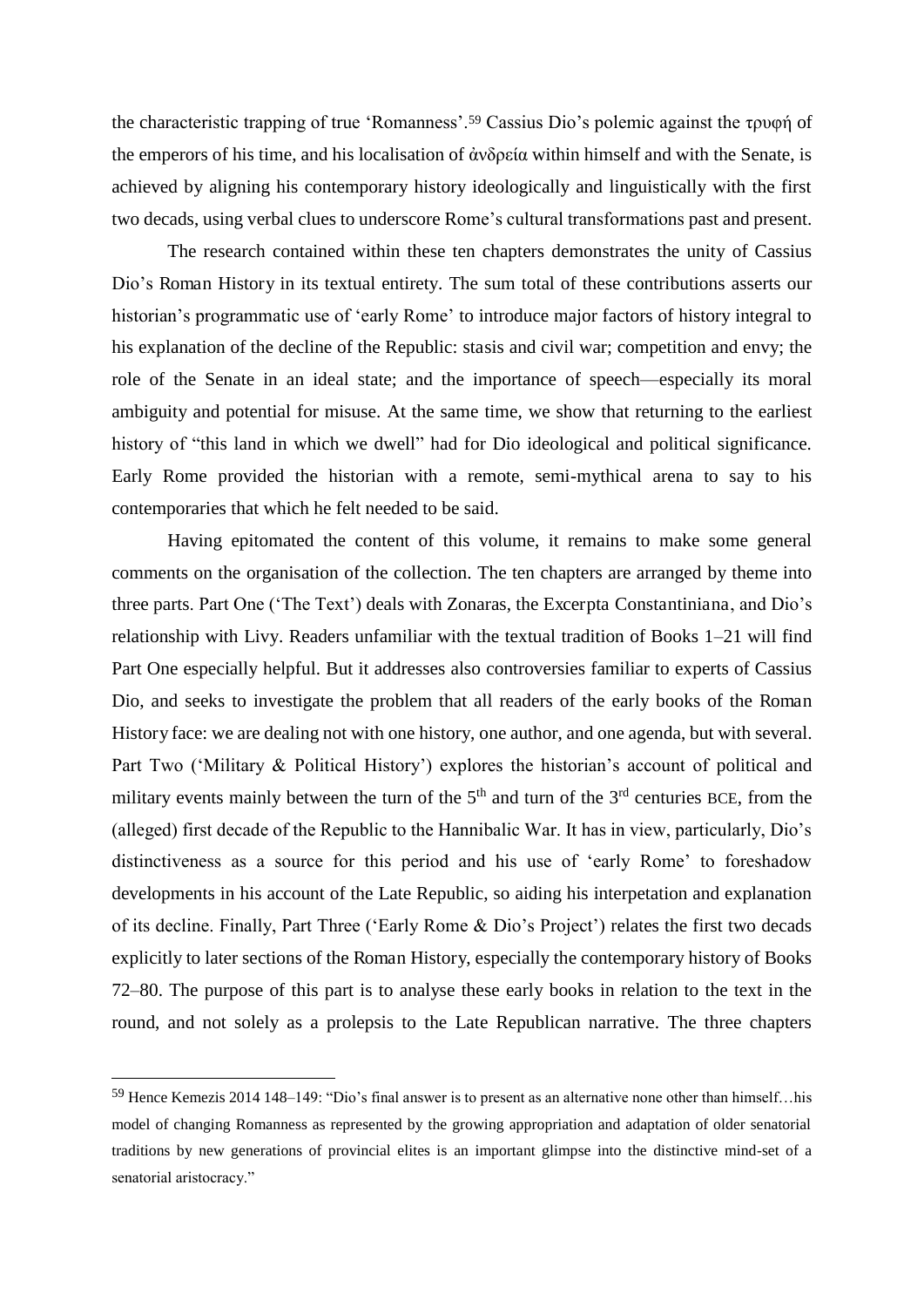the characteristic trapping of true 'Romanness'.[59] Cassius Dio's polemic against the τρυφή of the emperors of his time, and his localisation of ἀνδρεία within himself and with the Senate, is achieved by aligning his contemporary history ideologically and linguistically with the first two decads, using verbal clues to underscore Rome's cultural transformations past and present.

The research contained within these ten chapters demonstrates the unity of Cassius Dio's Roman History in its textual entirety. The sum total of these contributions asserts our historian's programmatic use of 'early Rome' to introduce major factors of history integral to his explanation of the decline of the Republic: stasis and civil war; competition and envy; the role of the Senate in an ideal state; and the importance of speech—especially its moral ambiguity and potential for misuse. At the same time, we show that returning to the earliest history of "this land in which we dwell" had for Dio ideological and political significance. Early Rome provided the historian with a remote, semi-mythical arena to say to his contemporaries that which he felt needed to be said.

Having epitomated the content of this volume, it remains to make some general comments on the organisation of the collection. The ten chapters are arranged by theme into three parts. Part One ('The Text') deals with Zonaras, the Excerpta Constantiniana, and Dio's relationship with Livy. Readers unfamiliar with the textual tradition of Books 1–21 will find Part One especially helpful. But it addresses also controversies familiar to experts of Cassius Dio, and seeks to investigate the problem that all readers of the early books of the Roman History face: we are dealing not with one history, one author, and one agenda, but with several. Part Two ('Military & Political History') explores the historian's account of political and military events mainly between the turn of the 5th and turn of the 3rd centuries BCE, from the (alleged) first decade of the Republic to the Hannibalic War. It has in view, particularly, Dio's distinctiveness as a source for this period and his use of 'early Rome' to foreshadow developments in his account of the Late Republic, so aiding his interpetation and explanation of its decline. Finally, Part Three ('Early Rome & Dio's Project') relates the first two decads explicitly to later sections of the Roman History, especially the contemporary history of Books 72–80. The purpose of this part is to analyse these early books in relation to the text in the round, and not solely as a prolepsis to the Late Republican narrative. The three chapters

---

[59] Hence Kemezis 2014 148–149: "Dio's final answer is to present as an alternative none other than himself…his model of changing Romanness as represented by the growing appropriation and adaptation of older senatorial traditions by new generations of provincial elites is an important glimpse into the distinctive mind-set of a senatorial aristocracy."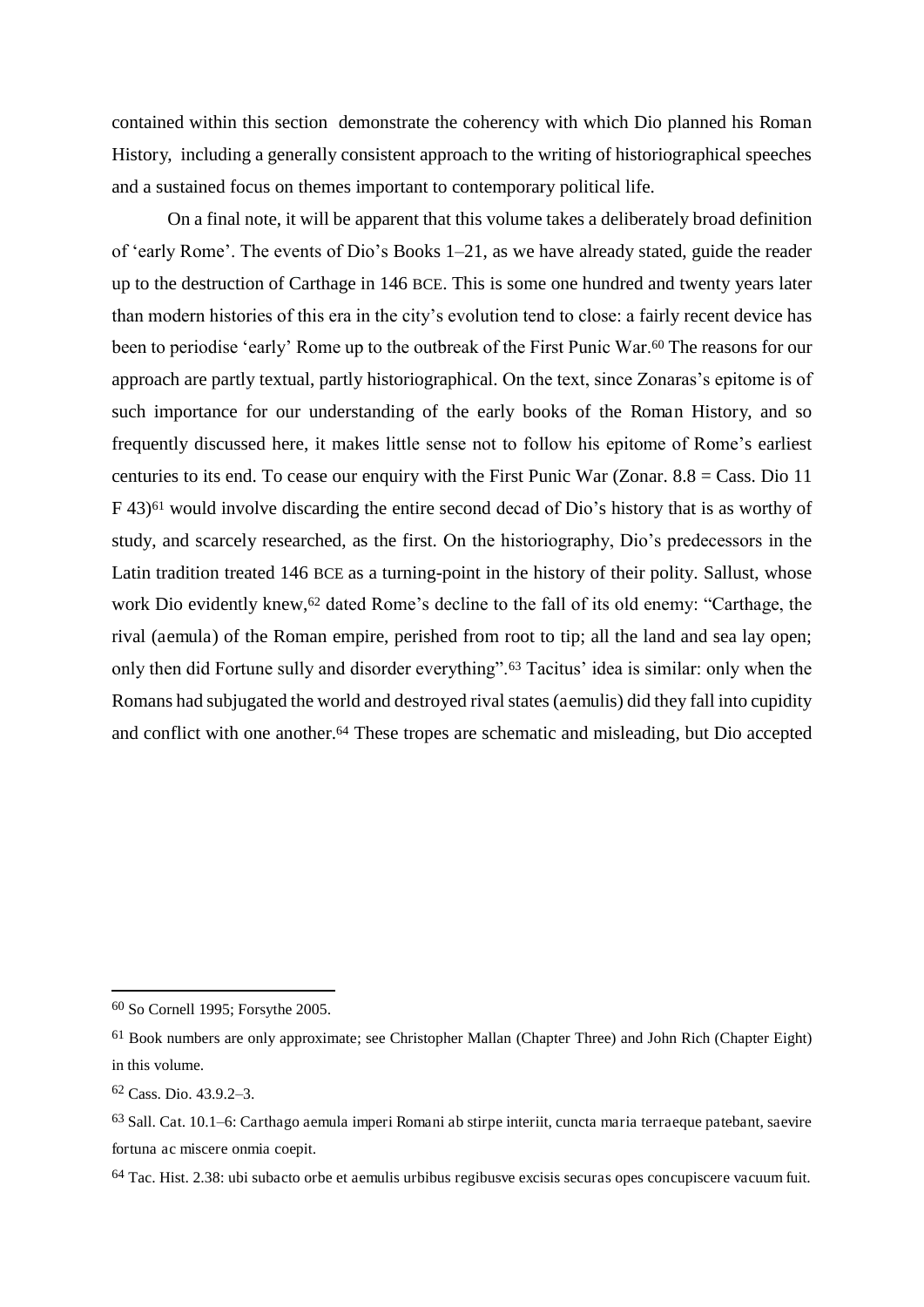contained within this section demonstrate the coherency with which Dio planned his Roman History, including a generally consistent approach to the writing of historiographical speeches and a sustained focus on themes important to contemporary political life.

On a final note, it will be apparent that this volume takes a deliberately broad definition of 'early Rome'. The events of Dio's Books 1–21, as we have already stated, guide the reader up to the destruction of Carthage in 146 BCE. This is some one hundred and twenty years later than modern histories of this era in the city's evolution tend to close: a fairly recent device has been to periodise 'early' Rome up to the outbreak of the First Punic War.[60] The reasons for our approach are partly textual, partly historiographical. On the text, since Zonaras's epitome is of such importance for our understanding of the early books of the Roman History, and so frequently discussed here, it makes little sense not to follow his epitome of Rome's earliest centuries to its end. To cease our enquiry with the First Punic War (Zonar. 8.8 = Cass. Dio 11 F 43)[61] would involve discarding the entire second decad of Dio's history that is as worthy of study, and scarcely researched, as the first. On the historiography, Dio's predecessors in the Latin tradition treated 146 BCE as a turning-point in the history of their polity. Sallust, whose work Dio evidently knew,[62] dated Rome's decline to the fall of its old enemy: "Carthage, the rival (aemula) of the Roman empire, perished from root to tip; all the land and sea lay open; only then did Fortune sully and disorder everything".[63] Tacitus' idea is similar: only when the Romans had subjugated the world and destroyed rival states (aemulis) did they fall into cupidity and conflict with one another.[64] These tropes are schematic and misleading, but Dio accepted

---

[60] So Cornell 1995; Forsythe 2005.

[61] Book numbers are only approximate; see Christopher Mallan (Chapter Three) and John Rich (Chapter Eight) in this volume.

[62] Cass. Dio. 43.9.2–3.

[63] Sall. Cat. 10.1–6: Carthago aemula imperi Romani ab stirpe interiit, cuncta maria terraeque patebant, saevire fortuna ac miscere onmia coepit.

[64] Tac. Hist. 2.38: ubi subacto orbe et aemulis urbibus regibusve excisis securas opes concupiscere vacuum fuit.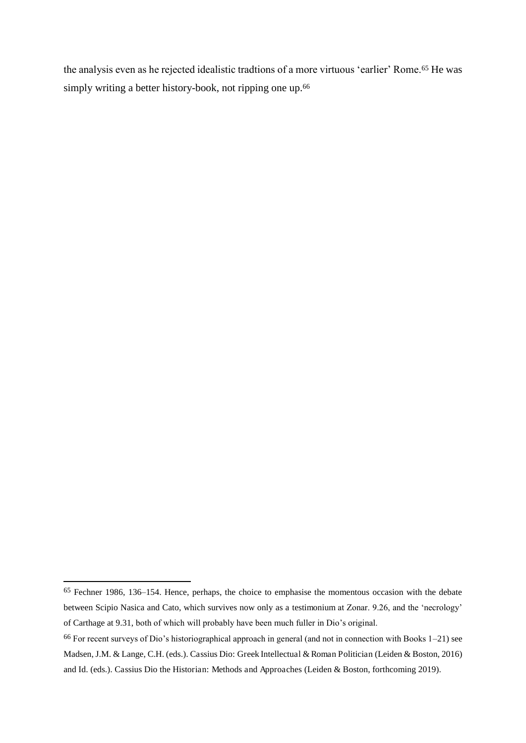the analysis even as he rejected idealistic tradtions of a more virtuous 'earlier' Rome.[65] He was simply writing a better history-book, not ripping one up.[66]

---

[65] Fechner 1986, 136–154. Hence, perhaps, the choice to emphasise the momentous occasion with the debate between Scipio Nasica and Cato, which survives now only as a testimonium at Zonar. 9.26, and the 'necrology' of Carthage at 9.31, both of which will probably have been much fuller in Dio's original.

[66] For recent surveys of Dio's historiographical approach in general (and not in connection with Books 1–21) see Madsen, J.M. & Lange, C.H. (eds.). Cassius Dio: Greek Intellectual & Roman Politician (Leiden & Boston, 2016) and Id. (eds.). Cassius Dio the Historian: Methods and Approaches (Leiden & Boston, forthcoming 2019).